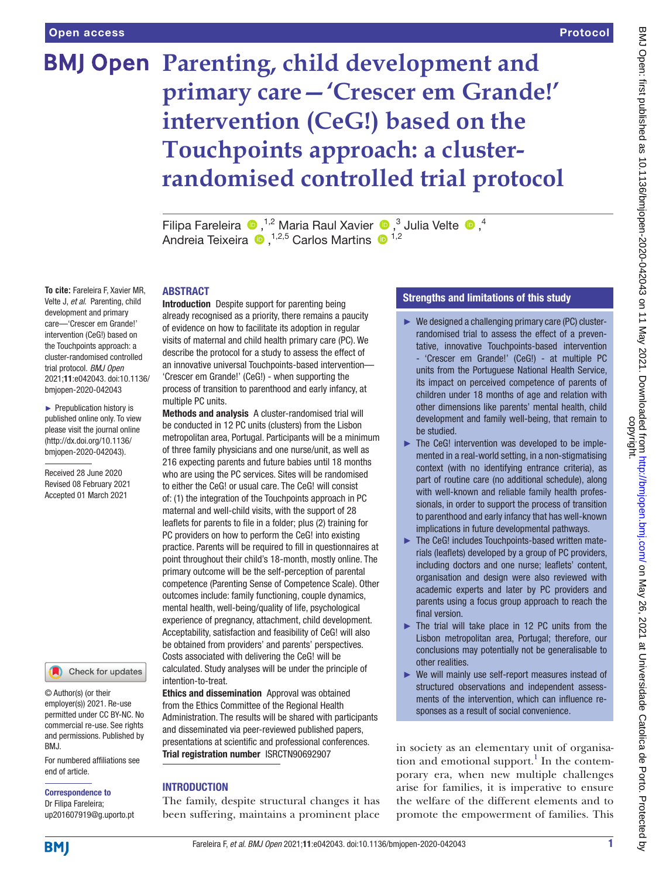# Parenting, child development and primary care—'Crescer em Grande!' intervention (CeG!) based on the Touchpoints approach: a cluster-randomised controlled trial protocol

Filipa Fareleira [1,2], Maria Raul Xavier [3], Julia Velte [4], Andreia Teixeira [1,2,5], Carlos Martins [1,2]

**To cite:** Fareleira F, Xavier MR, Velte J, *et al*. Parenting, child development and primary care—'Crescer em Grande!' intervention (CeG!) based on the Touchpoints approach: a cluster-randomised controlled trial protocol. *BMJ Open* 2021;**11**:e042043. doi:10.1136/bmjopen-2020-042043

► Prepublication history is published online only. To view please visit the journal online (http://dx.doi.org/10.1136/bmjopen-2020-042043).

Received 28 June 2020
Revised 08 February 2021
Accepted 01 March 2021

© Author(s) (or their employer(s)) 2021. Re-use permitted under CC BY-NC. No commercial re-use. See rights and permissions. Published by BMJ.

For numbered affiliations see end of article.

**Correspondence to**
Dr Filipa Fareleira;
up201607919@g.uporto.pt

## ABSTRACT

**Introduction** Despite support for parenting being already recognised as a priority, there remains a paucity of evidence on how to facilitate its adoption in regular visits of maternal and child health primary care (PC). We describe the protocol for a study to assess the effect of an innovative Touchpoints-based intervention—'Crescer em Grande!' (CeG!) - when supporting the process of transition to parenthood and early infancy, at multiple PC units.

**Methods and analysis** A cluster-randomised trial will be conducted in 12 PC units (clusters) from the Lisbon metropolitan area, Portugal. Participants will be a minimum of three family physicians and one nurse/unit, as well as 216 expecting parents and future babies until 18 months who are using the PC services. Sites will be randomised to either the CeG! or usual care. The CeG! will consist of: (1) the integration of the Touchpoints approach in PC maternal and well-child visits, with the support of 28 leaflets for parents to file in a folder; plus (2) training for PC providers on how to perform the CeG! into existing practice. Parents will be required to fill in questionnaires at point throughout their child's 18-month, mostly online. The primary outcome will be the self-perception of parental competence (Parenting Sense of Competence Scale). Other outcomes include: family functioning, couple dynamics, mental health, well-being/quality of life, psychological experience of pregnancy, attachment, child development. Acceptability, satisfaction and feasibility of CeG! will also be obtained from providers' and parents' perspectives. Costs associated with delivering the CeG! will be calculated. Study analyses will be under the principle of intention-to-treat.

**Ethics and dissemination** Approval was obtained from the Ethics Committee of the Regional Health Administration. The results will be shared with participants and disseminated via peer-reviewed published papers, presentations at scientific and professional conferences.

**Trial registration number** ISRCTN90692907

## Strengths and limitations of this study

- ► We designed a challenging primary care (PC) cluster-randomised trial to assess the effect of a preventative, innovative Touchpoints-based intervention - 'Crescer em Grande!' (CeG!) - at multiple PC units from the Portuguese National Health Service, its impact on perceived competence of parents of children under 18 months of age and relation with other dimensions like parents' mental health, child development and family well-being, that remain to be studied.
- ► The CeG! intervention was developed to be implemented in a real-world setting, in a non-stigmatising context (with no identifying entrance criteria), as part of routine care (no additional schedule), along with well-known and reliable family health professionals, in order to support the process of transition to parenthood and early infancy that has well-known implications in future developmental pathways.
- ► The CeG! includes Touchpoints-based written materials (leaflets) developed by a group of PC providers, including doctors and one nurse; leaflets' content, organisation and design were also reviewed with academic experts and later by PC providers and parents using a focus group approach to reach the final version.
- ► The trial will take place in 12 PC units from the Lisbon metropolitan area, Portugal; therefore, our conclusions may potentially not be generalisable to other realities.
- ► We will mainly use self-report measures instead of structured observations and independent assessments of the intervention, which can influence responses as a result of social convenience.

## INTRODUCTION

The family, despite structural changes it has been suffering, maintains a prominent place in society as an elementary unit of organisation and emotional support.[1] In the contemporary era, when new multiple challenges arise for families, it is imperative to ensure the welfare of the different elements and to promote the empowerment of families. This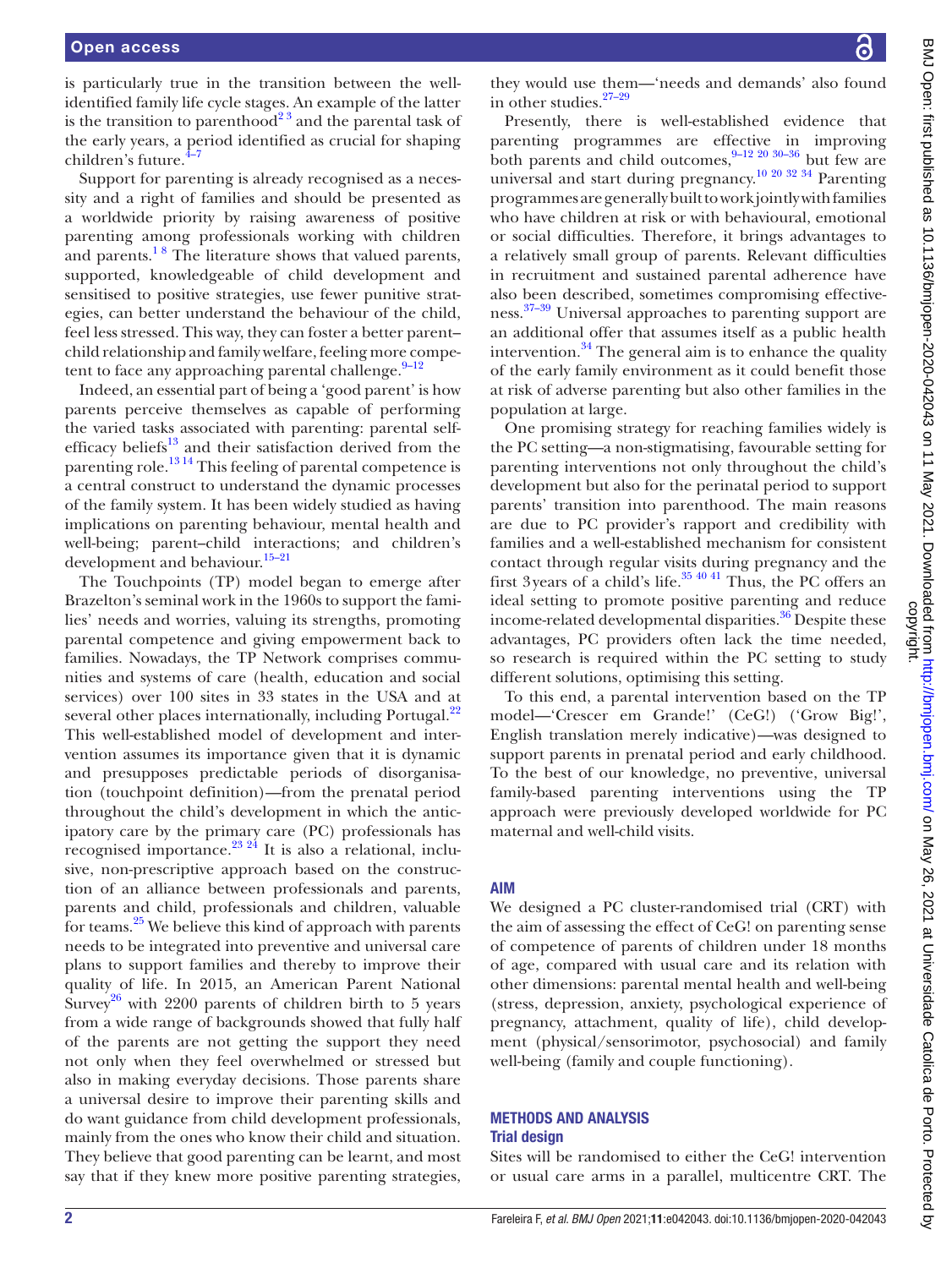is particularly true in the transition between the well-identified family life cycle stages. An example of the latter is the transition to parenthood[2 3] and the parental task of the early years, a period identified as crucial for shaping children's future.[4–7]

Support for parenting is already recognised as a necessity and a right of families and should be presented as a worldwide priority by raising awareness of positive parenting among professionals working with children and parents.[1 8] The literature shows that valued parents, supported, knowledgeable of child development and sensitised to positive strategies, use fewer punitive strategies, can better understand the behaviour of the child, feel less stressed. This way, they can foster a better parent–child relationship and family welfare, feeling more competent to face any approaching parental challenge.[9–12]

Indeed, an essential part of being a 'good parent' is how parents perceive themselves as capable of performing the varied tasks associated with parenting: parental self-efficacy beliefs[13] and their satisfaction derived from the parenting role.[13 14] This feeling of parental competence is a central construct to understand the dynamic processes of the family system. It has been widely studied as having implications on parenting behaviour, mental health and well-being; parent–child interactions; and children's development and behaviour.[15–21]

The Touchpoints (TP) model began to emerge after Brazelton's seminal work in the 1960s to support the families' needs and worries, valuing its strengths, promoting parental competence and giving empowerment back to families. Nowadays, the TP Network comprises communities and systems of care (health, education and social services) over 100 sites in 33 states in the USA and at several other places internationally, including Portugal.[22] This well-established model of development and intervention assumes its importance given that it is dynamic and presupposes predictable periods of disorganisation (touchpoint definition)—from the prenatal period throughout the child's development in which the anticipatory care by the primary care (PC) professionals has recognised importance.[23 24] It is also a relational, inclusive, non-prescriptive approach based on the construction of an alliance between professionals and parents, parents and child, professionals and children, valuable for teams.[25] We believe this kind of approach with parents needs to be integrated into preventive and universal care plans to support families and thereby to improve their quality of life. In 2015, an American Parent National Survey[26] with 2200 parents of children birth to 5 years from a wide range of backgrounds showed that fully half of the parents are not getting the support they need not only when they feel overwhelmed or stressed but also in making everyday decisions. Those parents share a universal desire to improve their parenting skills and do want guidance from child development professionals, mainly from the ones who know their child and situation. They believe that good parenting can be learnt, and most say that if they knew more positive parenting strategies, they would use them—'needs and demands' also found in other studies.[27–29]

Presently, there is well-established evidence that parenting programmes are effective in improving both parents and child outcomes,[9–12 20 30–36] but few are universal and start during pregnancy.[10 20 32 34] Parenting programmes are generally built to work jointly with families who have children at risk or with behavioural, emotional or social difficulties. Therefore, it brings advantages to a relatively small group of parents. Relevant difficulties in recruitment and sustained parental adherence have also been described, sometimes compromising effectiveness.[37–39] Universal approaches to parenting support are an additional offer that assumes itself as a public health intervention.[34] The general aim is to enhance the quality of the early family environment as it could benefit those at risk of adverse parenting but also other families in the population at large.

One promising strategy for reaching families widely is the PC setting—a non-stigmatising, favourable setting for parenting interventions not only throughout the child's development but also for the perinatal period to support parents' transition into parenthood. The main reasons are due to PC provider's rapport and credibility with families and a well-established mechanism for consistent contact through regular visits during pregnancy and the first 3 years of a child's life.[35 40 41] Thus, the PC offers an ideal setting to promote positive parenting and reduce income-related developmental disparities.[36] Despite these advantages, PC providers often lack the time needed, so research is required within the PC setting to study different solutions, optimising this setting.

To this end, a parental intervention based on the TP model—'Crescer em Grande!' (CeG!) ('Grow Big!', English translation merely indicative)—was designed to support parents in prenatal period and early childhood. To the best of our knowledge, no preventive, universal family-based parenting interventions using the TP approach were previously developed worldwide for PC maternal and well-child visits.

## AIM

We designed a PC cluster-randomised trial (CRT) with the aim of assessing the effect of CeG! on parenting sense of competence of parents of children under 18 months of age, compared with usual care and its relation with other dimensions: parental mental health and well-being (stress, depression, anxiety, psychological experience of pregnancy, attachment, quality of life), child development (physical/sensorimotor, psychosocial) and family well-being (family and couple functioning).

## METHODS AND ANALYSIS

### Trial design

Sites will be randomised to either the CeG! intervention or usual care arms in a parallel, multicentre CRT. The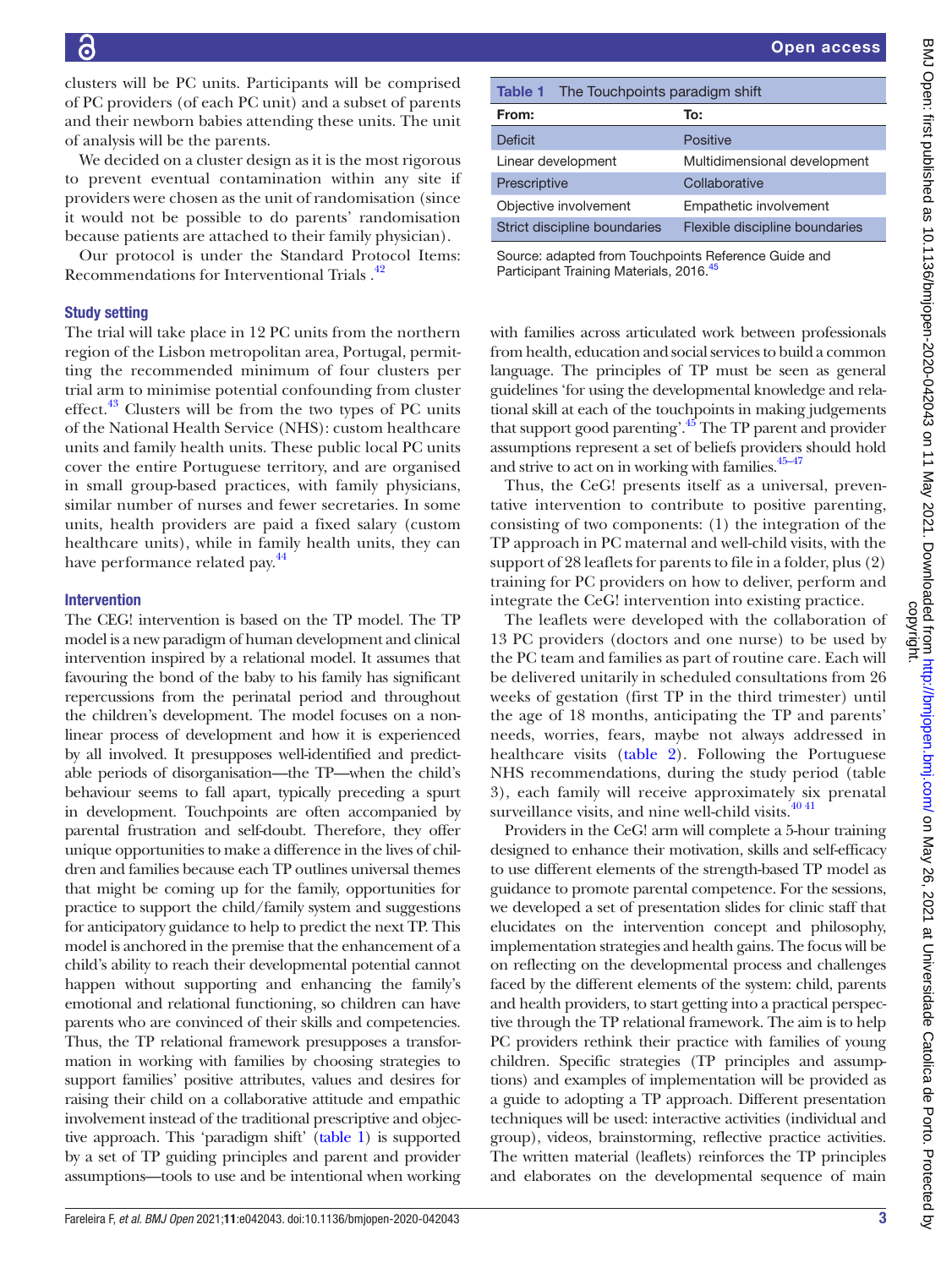clusters will be PC units. Participants will be comprised of PC providers (of each PC unit) and a subset of parents and their newborn babies attending these units. The unit of analysis will be the parents.

We decided on a cluster design as it is the most rigorous to prevent eventual contamination within any site if providers were chosen as the unit of randomisation (since it would not be possible to do parents' randomisation because patients are attached to their family physician).

Our protocol is under the Standard Protocol Items: Recommendations for Interventional Trials .[42]

### Study setting

The trial will take place in 12 PC units from the northern region of the Lisbon metropolitan area, Portugal, permitting the recommended minimum of four clusters per trial arm to minimise potential confounding from cluster effect.[43] Clusters will be from the two types of PC units of the National Health Service (NHS): custom healthcare units and family health units. These public local PC units cover the entire Portuguese territory, and are organised in small group-based practices, with family physicians, similar number of nurses and fewer secretaries. In some units, health providers are paid a fixed salary (custom healthcare units), while in family health units, they can have performance related pay.[44]

### Intervention

The CEG! intervention is based on the TP model. The TP model is a new paradigm of human development and clinical intervention inspired by a relational model. It assumes that favouring the bond of the baby to his family has significant repercussions from the perinatal period and throughout the children's development. The model focuses on a non-linear process of development and how it is experienced by all involved. It presupposes well-identified and predictable periods of disorganisation—the TP—when the child's behaviour seems to fall apart, typically preceding a spurt in development. Touchpoints are often accompanied by parental frustration and self-doubt. Therefore, they offer unique opportunities to make a difference in the lives of children and families because each TP outlines universal themes that might be coming up for the family, opportunities for practice to support the child/family system and suggestions for anticipatory guidance to help to predict the next TP. This model is anchored in the premise that the enhancement of a child's ability to reach their developmental potential cannot happen without supporting and enhancing the family's emotional and relational functioning, so children can have parents who are convinced of their skills and competencies. Thus, the TP relational framework presupposes a transformation in working with families by choosing strategies to support families' positive attributes, values and desires for raising their child on a collaborative attitude and empathic involvement instead of the traditional prescriptive and objective approach. This 'paradigm shift' (table 1) is supported by a set of TP guiding principles and parent and provider assumptions—tools to use and be intentional when working with families across articulated work between professionals from health, education and social services to build a common language. The principles of TP must be seen as general guidelines 'for using the developmental knowledge and relational skill at each of the touchpoints in making judgements that support good parenting'.[45] The TP parent and provider assumptions represent a set of beliefs providers should hold and strive to act on in working with families.[45–47]

**Table 1** The Touchpoints paradigm shift

| From: | To: |
|---|---|
| Deficit | Positive |
| Linear development | Multidimensional development |
| Prescriptive | Collaborative |
| Objective involvement | Empathetic involvement |
| Strict discipline boundaries | Flexible discipline boundaries |

Source: adapted from Touchpoints Reference Guide and Participant Training Materials, 2016.[45]

Thus, the CeG! presents itself as a universal, preventative intervention to contribute to positive parenting, consisting of two components: (1) the integration of the TP approach in PC maternal and well-child visits, with the support of 28 leaflets for parents to file in a folder, plus (2) training for PC providers on how to deliver, perform and integrate the CeG! intervention into existing practice.

The leaflets were developed with the collaboration of 13 PC providers (doctors and one nurse) to be used by the PC team and families as part of routine care. Each will be delivered unitarily in scheduled consultations from 26 weeks of gestation (first TP in the third trimester) until the age of 18 months, anticipating the TP and parents' needs, worries, fears, maybe not always addressed in healthcare visits (table 2). Following the Portuguese NHS recommendations, during the study period (table 3), each family will receive approximately six prenatal surveillance visits, and nine well-child visits.[40 41]

Providers in the CeG! arm will complete a 5-hour training designed to enhance their motivation, skills and self-efficacy to use different elements of the strength-based TP model as guidance to promote parental competence. For the sessions, we developed a set of presentation slides for clinic staff that elucidates on the intervention concept and philosophy, implementation strategies and health gains. The focus will be on reflecting on the developmental process and challenges faced by the different elements of the system: child, parents and health providers, to start getting into a practical perspective through the TP relational framework. The aim is to help PC providers rethink their practice with families of young children. Specific strategies (TP principles and assumptions) and examples of implementation will be provided as a guide to adopting a TP approach. Different presentation techniques will be used: interactive activities (individual and group), videos, brainstorming, reflective practice activities. The written material (leaflets) reinforces the TP principles and elaborates on the developmental sequence of main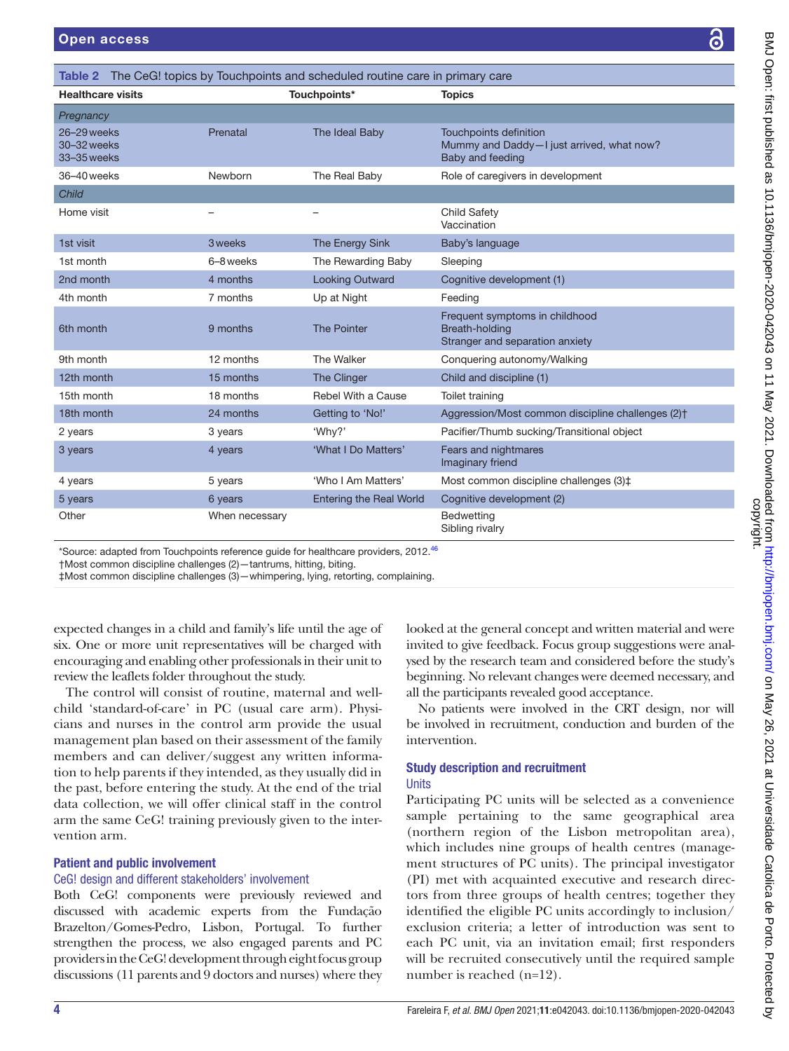**Table 2** The CeG! topics by Touchpoints and scheduled routine care in primary care

| Healthcare visits | | Touchpoints* | Topics |
|---|---|---|---|
| *Pregnancy* | | | |
| 26–29 weeks<br>30–32 weeks<br>33–35 weeks | Prenatal | The Ideal Baby | Touchpoints definition<br>Mummy and Daddy—I just arrived, what now?<br>Baby and feeding |
| 36–40 weeks | Newborn | The Real Baby | Role of caregivers in development |
| *Child* | | | |
| Home visit | – | – | Child Safety<br>Vaccination |
| 1st visit | 3 weeks | The Energy Sink | Baby's language |
| 1st month | 6–8 weeks | The Rewarding Baby | Sleeping |
| 2nd month | 4 months | Looking Outward | Cognitive development (1) |
| 4th month | 7 months | Up at Night | Feeding |
| 6th month | 9 months | The Pointer | Frequent symptoms in childhood<br>Breath-holding<br>Stranger and separation anxiety |
| 9th month | 12 months | The Walker | Conquering autonomy/Walking |
| 12th month | 15 months | The Clinger | Child and discipline (1) |
| 15th month | 18 months | Rebel With a Cause | Toilet training |
| 18th month | 24 months | Getting to 'No!' | Aggression/Most common discipline challenges (2)† |
| 2 years | 3 years | 'Why?' | Pacifier/Thumb sucking/Transitional object |
| 3 years | 4 years | 'What I Do Matters' | Fears and nightmares<br>Imaginary friend |
| 4 years | 5 years | 'Who I Am Matters' | Most common discipline challenges (3)‡ |
| 5 years | 6 years | Entering the Real World | Cognitive development (2) |
| Other | When necessary | | Bedwetting<br>Sibling rivalry |

*Source: adapted from Touchpoints reference guide for healthcare providers, 2012.[46]
†Most common discipline challenges (2)—tantrums, hitting, biting.
‡Most common discipline challenges (3)—whimpering, lying, retorting, complaining.

expected changes in a child and family's life until the age of six. One or more unit representatives will be charged with encouraging and enabling other professionals in their unit to review the leaflets folder throughout the study.

The control will consist of routine, maternal and well-child 'standard-of-care' in PC (usual care arm). Physicians and nurses in the control arm provide the usual management plan based on their assessment of the family members and can deliver/suggest any written information to help parents if they intended, as they usually did in the past, before entering the study. At the end of the trial data collection, we will offer clinical staff in the control arm the same CeG! training previously given to the intervention arm.

## Patient and public involvement

### CeG! design and different stakeholders' involvement

Both CeG! components were previously reviewed and discussed with academic experts from the Fundação Brazelton/Gomes-Pedro, Lisbon, Portugal. To further strengthen the process, we also engaged parents and PC providers in the CeG! development through eight focus group discussions (11 parents and 9 doctors and nurses) where they looked at the general concept and written material and were invited to give feedback. Focus group suggestions were analysed by the research team and considered before the study's beginning. No relevant changes were deemed necessary, and all the participants revealed good acceptance.

No patients were involved in the CRT design, nor will be involved in recruitment, conduction and burden of the intervention.

## Study description and recruitment

### Units

Participating PC units will be selected as a convenience sample pertaining to the same geographical area (northern region of the Lisbon metropolitan area), which includes nine groups of health centres (management structures of PC units). The principal investigator (PI) met with acquainted executive and research directors from three groups of health centres; together they identified the eligible PC units accordingly to inclusion/exclusion criteria; a letter of introduction was sent to each PC unit, via an invitation email; first responders will be recruited consecutively until the required sample number is reached (n=12).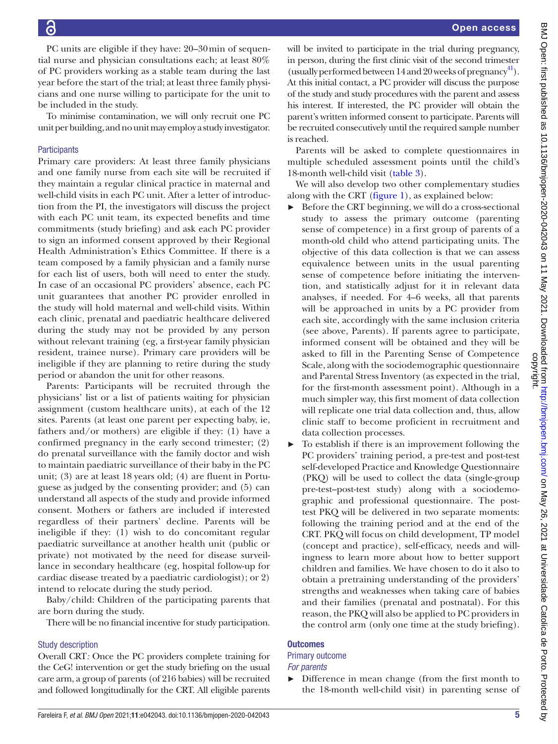PC units are eligible if they have: 20–30 min of sequential nurse and physician consultations each; at least 80% of PC providers working as a stable team during the last year before the start of the trial; at least three family physicians and one nurse willing to participate for the unit to be included in the study.

To minimise contamination, we will only recruit one PC unit per building, and no unit may employ a study investigator.

### Participants

Primary care providers: At least three family physicians and one family nurse from each site will be recruited if they maintain a regular clinical practice in maternal and well-child visits in each PC unit. After a letter of introduction from the PI, the investigators will discuss the project with each PC unit team, its expected benefits and time commitments (study briefing) and ask each PC provider to sign an informed consent approved by their Regional Health Administration's Ethics Committee. If there is a team composed by a family physician and a family nurse for each list of users, both will need to enter the study. In case of an occasional PC providers' absence, each PC unit guarantees that another PC provider enrolled in the study will hold maternal and well-child visits. Within each clinic, prenatal and paediatric healthcare delivered during the study may not be provided by any person without relevant training (eg, a first-year family physician resident, trainee nurse). Primary care providers will be ineligible if they are planning to retire during the study period or abandon the unit for other reasons.

Parents: Participants will be recruited through the physicians' list or a list of patients waiting for physician assignment (custom healthcare units), at each of the 12 sites. Parents (at least one parent per expecting baby, ie, fathers and/or mothers) are eligible if they: (1) have a confirmed pregnancy in the early second trimester; (2) do prenatal surveillance with the family doctor and wish to maintain paediatric surveillance of their baby in the PC unit; (3) are at least 18 years old; (4) are fluent in Portuguese as judged by the consenting provider; and (5) can understand all aspects of the study and provide informed consent. Mothers or fathers are included if interested regardless of their partners' decline. Parents will be ineligible if they: (1) wish to do concomitant regular paediatric surveillance at another health unit (public or private) not motivated by the need for disease surveillance in secondary healthcare (eg, hospital follow-up for cardiac disease treated by a paediatric cardiologist); or 2) intend to relocate during the study period.

Baby/child: Children of the participating parents that are born during the study.

There will be no financial incentive for study participation.

### Study description

Overall CRT*:* Once the PC providers complete training for the CeG! intervention or get the study briefing on the usual care arm, a group of parents (of 216 babies) will be recruited and followed longitudinally for the CRT. All eligible parents will be invited to participate in the trial during pregnancy, in person, during the first clinic visit of the second trimester (usually performed between 14 and 20 weeks of pregnancy[41]). At this initial contact, a PC provider will discuss the purpose of the study and study procedures with the parent and assess his interest. If interested, the PC provider will obtain the parent's written informed consent to participate. Parents will be recruited consecutively until the required sample number is reached.

Parents will be asked to complete questionnaires in multiple scheduled assessment points until the child's 18-month well-child visit (table 3).

We will also develop two other complementary studies along with the CRT (figure 1), as explained below:

- Before the CRT beginning, we will do a cross-sectional study to assess the primary outcome (parenting sense of competence) in a first group of parents of a month-old child who attend participating units. The objective of this data collection is that we can assess equivalence between units in the usual parenting sense of competence before initiating the intervention, and statistically adjust for it in relevant data analyses, if needed. For 4–6 weeks, all that parents will be approached in units by a PC provider from each site, accordingly with the same inclusion criteria (see above, Parents). If parents agree to participate, informed consent will be obtained and they will be asked to fill in the Parenting Sense of Competence Scale, along with the sociodemographic questionnaire and Parental Stress Inventory (as expected in the trial, for the first-month assessment point). Although in a much simpler way, this first moment of data collection will replicate one trial data collection and, thus, allow clinic staff to become proficient in recruitment and data collection processes.
- To establish if there is an improvement following the PC providers' training period, a pre-test and post-test self-developed Practice and Knowledge Questionnaire (PKQ) will be used to collect the data (single-group pre-test–post-test study) along with a sociodemographic and professional questionnaire. The post-test PKQ will be delivered in two separate moments: following the training period and at the end of the CRT. PKQ will focus on child development, TP model (concept and practice), self-efficacy, needs and willingness to learn more about how to better support children and families. We have chosen to do it also to obtain a pretraining understanding of the providers' strengths and weaknesses when taking care of babies and their families (prenatal and postnatal). For this reason, the PKQ will also be applied to PC providers in the control arm (only one time at the study briefing).

## Outcomes

### Primary outcome

#### *For parents*

- Difference in mean change (from the first month to the 18-month well-child visit) in parenting sense of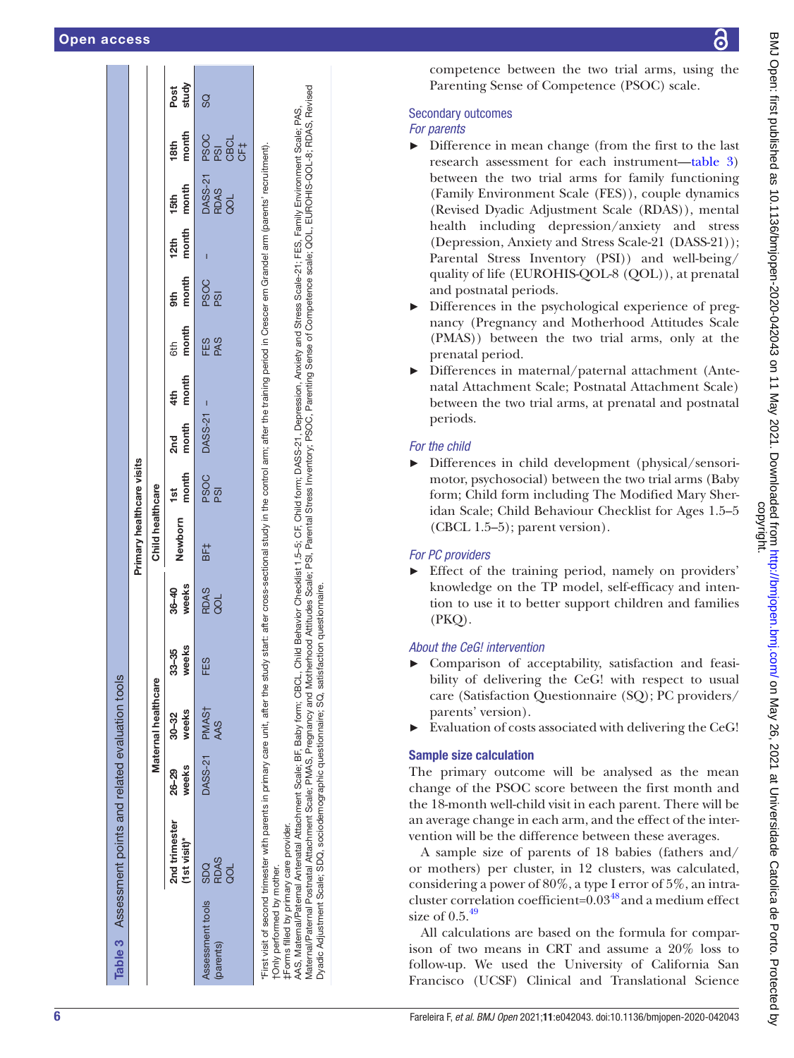**Table 3** Assessment points and related evaluation tools

| | | Primary healthcare visits | | | | | | | | | | | | | |
|---|---|---|---|---|---|---|---|---|---|---|---|---|---|---|---|
| | | Maternal healthcare | | | | Child healthcare | | | | | | | | | |
| | 2nd trimester (1st visit)* | 26–29 weeks | 30–32 weeks | 33–35 weeks | 36–40 weeks | Newborn | 1st month | 2nd month | 4th month | 6th month | 9th month | 12th month | 15th month | 18th month | Post study |
| Assessment tools (parents) | SDQ RDAS QOL | DASS-21 | PMAS† AAS | FES | RDAS QOL | BF‡ | PSOC PSI | DASS-21 | – | FES PAS | PSOC PSI | – | DASS-21 RDAS QOL | PSOC PSI CBCL CF‡ | SQ |

*First visit of second trimester with parents in primary care unit, after the study start: after cross-sectional study in the control arm; after the training period in Crescer em Grande! arm (parents' recruitment).
†Only performed by mother.
‡Forms filled by primary care provider.
AAS, Maternal/Paternal Antenatal Attachment Scale; BF, Baby form; CBCL, Child Behavior Checklist 1.5–5; CF, Child form; DASS-21, Depression, Anxiety and Stress Scale-21; FES, Family Environment Scale; PAS, Maternal/Paternal Postnatal Attachment Scale; PMAS, Pregnancy and Motherhood Attitudes Scale; PSI, Parental Stress Inventory; PSOC, Parenting Sense of Competence scale; QOL, EUROHIS-QOL-8; RDAS, Revised Dyadic Adjustment Scale; SDQ, sociodemographic questionnaire; SQ, satisfaction questionnaire.

competence between the two trial arms, using the Parenting Sense of Competence (PSOC) scale.

### Secondary outcomes

#### *For parents*

- Difference in mean change (from the first to the last research assessment for each instrument—table 3) between the two trial arms for family functioning (Family Environment Scale (FES)), couple dynamics (Revised Dyadic Adjustment Scale (RDAS)), mental health including depression/anxiety and stress (Depression, Anxiety and Stress Scale-21 (DASS-21)); Parental Stress Inventory (PSI)) and well-being/quality of life (EUROHIS-QOL-8 (QOL)), at prenatal and postnatal periods.
- Differences in the psychological experience of pregnancy (Pregnancy and Motherhood Attitudes Scale (PMAS)) between the two trial arms, only at the prenatal period.
- Differences in maternal/paternal attachment (Antenatal Attachment Scale; Postnatal Attachment Scale) between the two trial arms, at prenatal and postnatal periods.

#### *For the child*

- Differences in child development (physical/sensorimotor, psychosocial) between the two trial arms (Baby form; Child form including The Modified Mary Sheridan Scale; Child Behaviour Checklist for Ages 1.5–5 (CBCL 1.5–5); parent version).

#### *For PC providers*

- Effect of the training period, namely on providers' knowledge on the TP model, self-efficacy and intention to use it to better support children and families (PKQ).

#### *About the CeG! intervention*

- Comparison of acceptability, satisfaction and feasibility of delivering the CeG! with respect to usual care (Satisfaction Questionnaire (SQ); PC providers/parents' version).
- Evaluation of costs associated with delivering the CeG!

### Sample size calculation

The primary outcome will be analysed as the mean change of the PSOC score between the first month and the 18-month well-child visit in each parent. There will be an average change in each arm, and the effect of the intervention will be the difference between these averages.

A sample size of parents of 18 babies (fathers and/or mothers) per cluster, in 12 clusters, was calculated, considering a power of 80%, a type I error of 5%, an intracluster correlation coefficient=0.03[48] and a medium effect size of 0.5.[49]

All calculations are based on the formula for comparison of two means in CRT and assume a 20% loss to follow-up. We used the University of California San Francisco (UCSF) Clinical and Translational Science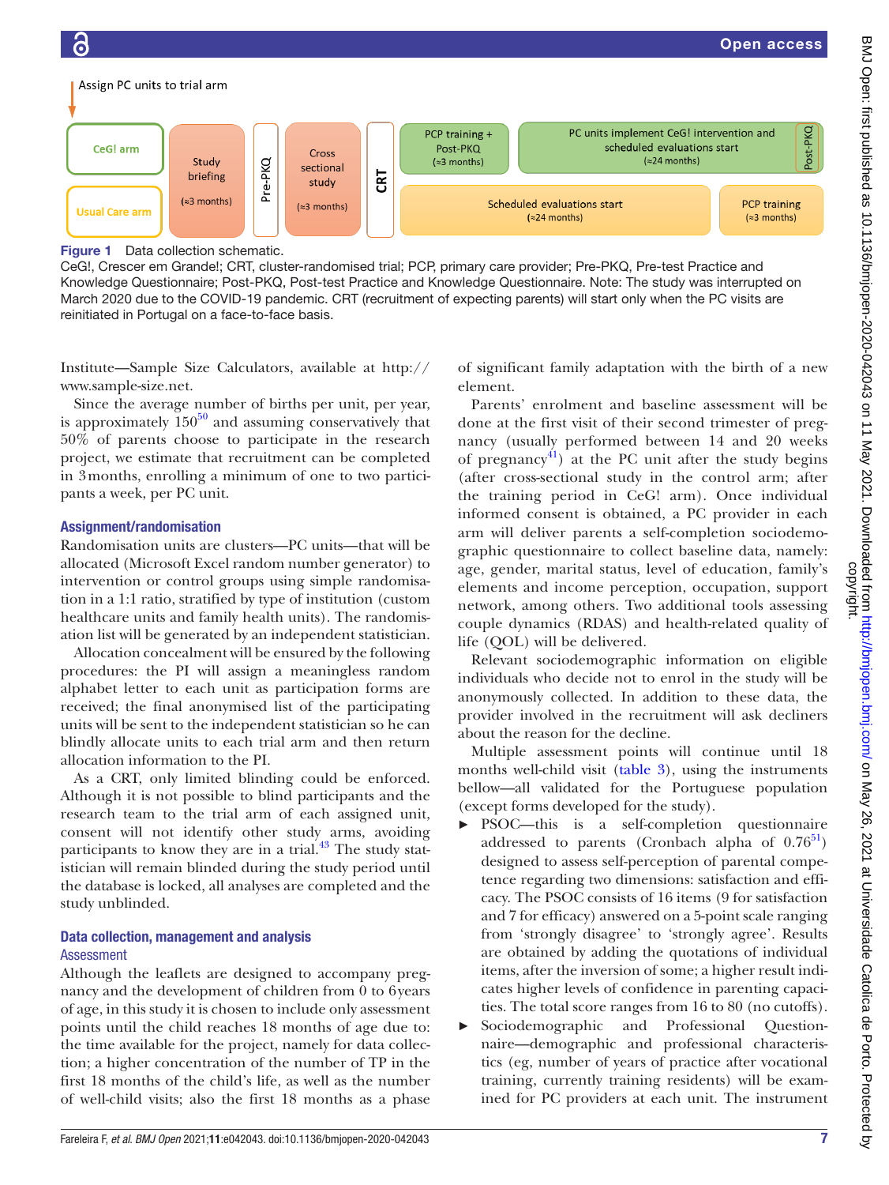Assign PC units to trial arm

| CeG! arm | Study briefing (≈3 months) | Pre-PKQ | Cross sectional study (≈3 months) | CRT | PCP training + Post-PKQ (≈3 months) | PC units implement CeG! intervention and scheduled evaluations start (≈24 months) | Post-PKQ |
|---|---|---|---|---|---|---|---|
| Usual Care arm | | | | | Scheduled evaluations start (≈24 months) | PCP training (≈3 months) | |

**Figure 1** Data collection schematic.
CeG!, Crescer em Grande!; CRT, cluster-randomised trial; PCP, primary care provider; Pre-PKQ, Pre-test Practice and Knowledge Questionnaire; Post-PKQ, Post-test Practice and Knowledge Questionnaire. Note: The study was interrupted on March 2020 due to the COVID-19 pandemic. CRT (recruitment of expecting parents) will start only when the PC visits are reinitiated in Portugal on a face-to-face basis.

Institute—Sample Size Calculators, available at http://www.sample-size.net.

Since the average number of births per unit, per year, is approximately 150[50] and assuming conservatively that 50% of parents choose to participate in the research project, we estimate that recruitment can be completed in 3 months, enrolling a minimum of one to two participants a week, per PC unit.

### Assignment/randomisation

Randomisation units are clusters—PC units—that will be allocated (Microsoft Excel random number generator) to intervention or control groups using simple randomisation in a 1:1 ratio, stratified by type of institution (custom healthcare units and family health units). The randomisation list will be generated by an independent statistician.

Allocation concealment will be ensured by the following procedures: the PI will assign a meaningless random alphabet letter to each unit as participation forms are received; the final anonymised list of the participating units will be sent to the independent statistician so he can blindly allocate units to each trial arm and then return allocation information to the PI.

As a CRT, only limited blinding could be enforced. Although it is not possible to blind participants and the research team to the trial arm of each assigned unit, consent will not identify other study arms, avoiding participants to know they are in a trial.[43] The study statistician will remain blinded during the study period until the database is locked, all analyses are completed and the study unblinded.

### Data collection, management and analysis

#### Assessment

Although the leaflets are designed to accompany pregnancy and the development of children from 0 to 6 years of age, in this study it is chosen to include only assessment points until the child reaches 18 months of age due to: the time available for the project, namely for data collection; a higher concentration of the number of TP in the first 18 months of the child's life, as well as the number of well-child visits; also the first 18 months as a phase of significant family adaptation with the birth of a new element.

Parents' enrolment and baseline assessment will be done at the first visit of their second trimester of pregnancy (usually performed between 14 and 20 weeks of pregnancy[41]) at the PC unit after the study begins (after cross-sectional study in the control arm; after the training period in CeG! arm). Once individual informed consent is obtained, a PC provider in each arm will deliver parents a self-completion sociodemographic questionnaire to collect baseline data, namely: age, gender, marital status, level of education, family's elements and income perception, occupation, support network, among others. Two additional tools assessing couple dynamics (RDAS) and health-related quality of life (QOL) will be delivered.

Relevant sociodemographic information on eligible individuals who decide not to enrol in the study will be anonymously collected. In addition to these data, the provider involved in the recruitment will ask decliners about the reason for the decline.

Multiple assessment points will continue until 18 months well-child visit (table 3), using the instruments bellow—all validated for the Portuguese population (except forms developed for the study).

- PSOC—this is a self-completion questionnaire addressed to parents (Cronbach alpha of 0.76[51]) designed to assess self-perception of parental competence regarding two dimensions: satisfaction and efficacy. The PSOC consists of 16 items (9 for satisfaction and 7 for efficacy) answered on a 5-point scale ranging from 'strongly disagree' to 'strongly agree'. Results are obtained by adding the quotations of individual items, after the inversion of some; a higher result indicates higher levels of confidence in parenting capacities. The total score ranges from 16 to 80 (no cutoffs).
- Sociodemographic and Professional Questionnaire—demographic and professional characteristics (eg, number of years of practice after vocational training, currently training residents) will be examined for PC providers at each unit. The instrument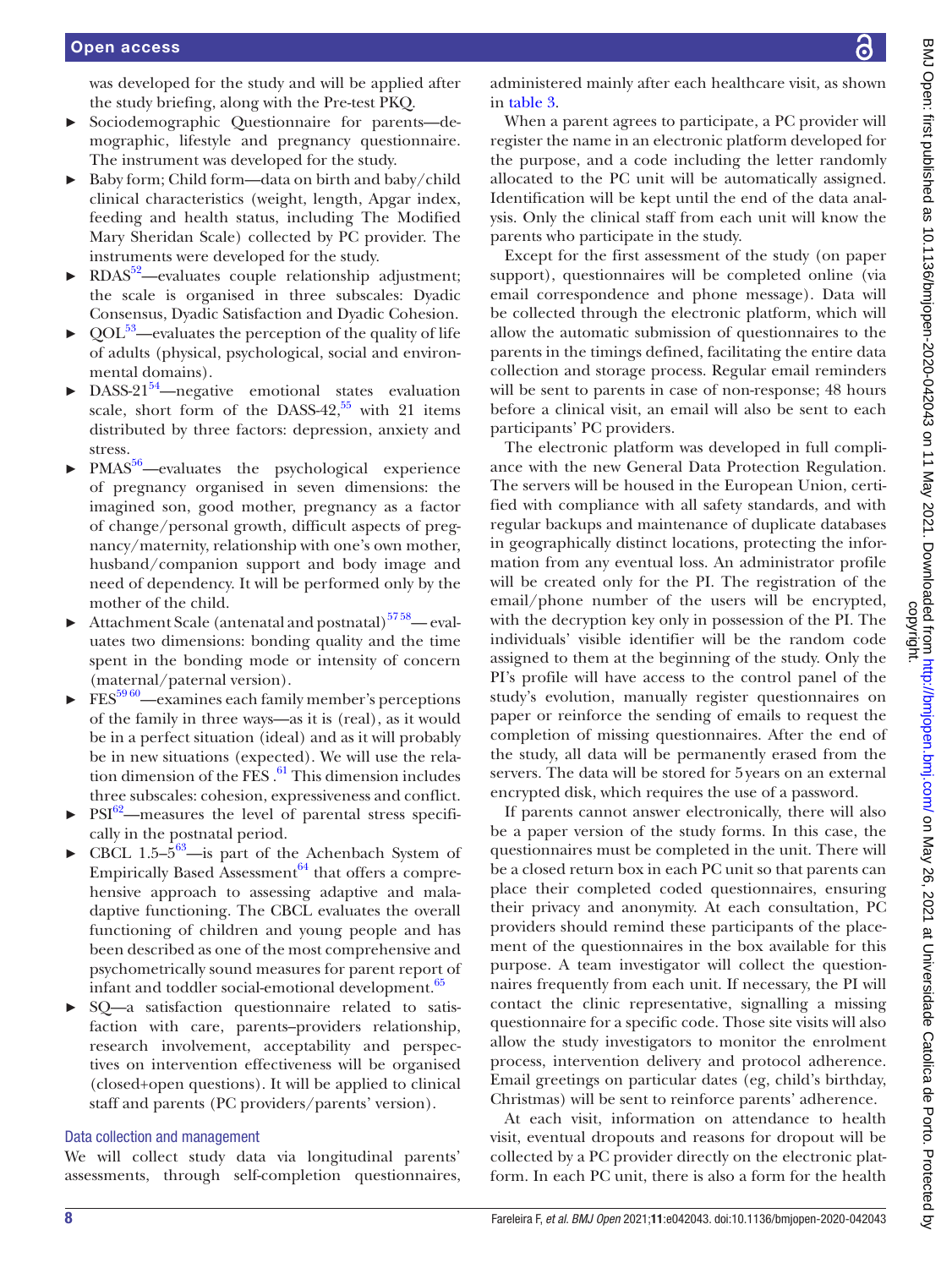was developed for the study and will be applied after the study briefing, along with the Pre-test PKQ.

- Sociodemographic Questionnaire for parents—demographic, lifestyle and pregnancy questionnaire. The instrument was developed for the study.
- Baby form; Child form—data on birth and baby/child clinical characteristics (weight, length, Apgar index, feeding and health status, including The Modified Mary Sheridan Scale) collected by PC provider. The instruments were developed for the study.
- RDAS[52]—evaluates couple relationship adjustment; the scale is organised in three subscales: Dyadic Consensus, Dyadic Satisfaction and Dyadic Cohesion.
- QOL[53]—evaluates the perception of the quality of life of adults (physical, psychological, social and environmental domains).
- DASS-21[54]—negative emotional states evaluation scale, short form of the DASS-42,[55] with 21 items distributed by three factors: depression, anxiety and stress.
- PMAS[56]—evaluates the psychological experience of pregnancy organised in seven dimensions: the imagined son, good mother, pregnancy as a factor of change/personal growth, difficult aspects of pregnancy/maternity, relationship with one's own mother, husband/companion support and body image and need of dependency. It will be performed only by the mother of the child.
- Attachment Scale (antenatal and postnatal)[57,58]—evaluates two dimensions: bonding quality and the time spent in the bonding mode or intensity of concern (maternal/paternal version).
- FES[59,60]—examines each family member's perceptions of the family in three ways—as it is (real), as it would be in a perfect situation (ideal) and as it will probably be in new situations (expected). We will use the relation dimension of the FES.[61] This dimension includes three subscales: cohesion, expressiveness and conflict.
- PSI[62]—measures the level of parental stress specifically in the postnatal period.
- CBCL 1.5–5[63]—is part of the Achenbach System of Empirically Based Assessment[64] that offers a comprehensive approach to assessing adaptive and maladaptive functioning. The CBCL evaluates the overall functioning of children and young people and has been described as one of the most comprehensive and psychometrically sound measures for parent report of infant and toddler social-emotional development.[65]
- SQ—a satisfaction questionnaire related to satisfaction with care, parents–providers relationship, research involvement, acceptability and perspectives on intervention effectiveness will be organised (closed+open questions). It will be applied to clinical staff and parents (PC providers/parents' version).

### Data collection and management

We will collect study data via longitudinal parents' assessments, through self-completion questionnaires, administered mainly after each healthcare visit, as shown in table 3.

When a parent agrees to participate, a PC provider will register the name in an electronic platform developed for the purpose, and a code including the letter randomly allocated to the PC unit will be automatically assigned. Identification will be kept until the end of the data analysis. Only the clinical staff from each unit will know the parents who participate in the study.

Except for the first assessment of the study (on paper support), questionnaires will be completed online (via email correspondence and phone message). Data will be collected through the electronic platform, which will allow the automatic submission of questionnaires to the parents in the timings defined, facilitating the entire data collection and storage process. Regular email reminders will be sent to parents in case of non-response; 48 hours before a clinical visit, an email will also be sent to each participants' PC providers.

The electronic platform was developed in full compliance with the new General Data Protection Regulation. The servers will be housed in the European Union, certified with compliance with all safety standards, and with regular backups and maintenance of duplicate databases in geographically distinct locations, protecting the information from any eventual loss. An administrator profile will be created only for the PI. The registration of the email/phone number of the users will be encrypted, with the decryption key only in possession of the PI. The individuals' visible identifier will be the random code assigned to them at the beginning of the study. Only the PI's profile will have access to the control panel of the study's evolution, manually register questionnaires on paper or reinforce the sending of emails to request the completion of missing questionnaires. After the end of the study, all data will be permanently erased from the servers. The data will be stored for 5 years on an external encrypted disk, which requires the use of a password.

If parents cannot answer electronically, there will also be a paper version of the study forms. In this case, the questionnaires must be completed in the unit. There will be a closed return box in each PC unit so that parents can place their completed coded questionnaires, ensuring their privacy and anonymity. At each consultation, PC providers should remind these participants of the placement of the questionnaires in the box available for this purpose. A team investigator will collect the questionnaires frequently from each unit. If necessary, the PI will contact the clinic representative, signalling a missing questionnaire for a specific code. Those site visits will also allow the study investigators to monitor the enrolment process, intervention delivery and protocol adherence. Email greetings on particular dates (eg, child's birthday, Christmas) will be sent to reinforce parents' adherence.

At each visit, information on attendance to health visit, eventual dropouts and reasons for dropout will be collected by a PC provider directly on the electronic platform. In each PC unit, there is also a form for the health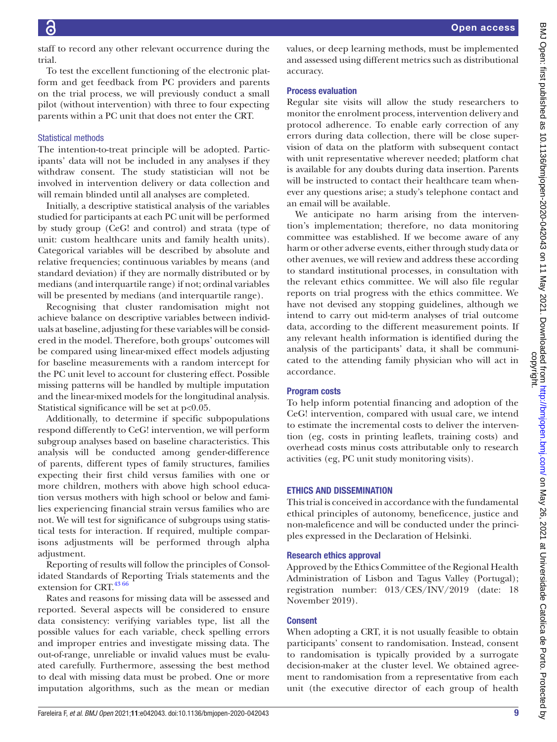staff to record any other relevant occurrence during the trial.

To test the excellent functioning of the electronic platform and get feedback from PC providers and parents on the trial process, we will previously conduct a small pilot (without intervention) with three to four expecting parents within a PC unit that does not enter the CRT.

### Statistical methods

The intention-to-treat principle will be adopted. Participants' data will not be included in any analyses if they withdraw consent. The study statistician will not be involved in intervention delivery or data collection and will remain blinded until all analyses are completed.

Initially, a descriptive statistical analysis of the variables studied for participants at each PC unit will be performed by study group (CeG! and control) and strata (type of unit: custom healthcare units and family health units). Categorical variables will be described by absolute and relative frequencies; continuous variables by means (and standard deviation) if they are normally distributed or by medians (and interquartile range) if not; ordinal variables will be presented by medians (and interquartile range).

Recognising that cluster randomisation might not achieve balance on descriptive variables between individuals at baseline, adjusting for these variables will be considered in the model. Therefore, both groups' outcomes will be compared using linear-mixed effect models adjusting for baseline measurements with a random intercept for the PC unit level to account for clustering effect. Possible missing patterns will be handled by multiple imputation and the linear-mixed models for the longitudinal analysis. Statistical significance will be set at $p<0.05$.

Additionally, to determine if specific subpopulations respond differently to CeG! intervention, we will perform subgroup analyses based on baseline characteristics. This analysis will be conducted among gender-difference of parents, different types of family structures, families expecting their first child versus families with one or more children, mothers with above high school education versus mothers with high school or below and families experiencing financial strain versus families who are not. We will test for significance of subgroups using statistical tests for interaction. If required, multiple comparisons adjustments will be performed through alpha adjustment.

Reporting of results will follow the principles of Consolidated Standards of Reporting Trials statements and the extension for CRT.[43,66]

Rates and reasons for missing data will be assessed and reported. Several aspects will be considered to ensure data consistency: verifying variables type, list all the possible values for each variable, check spelling errors and improper entries and investigate missing data. The out-of-range, unreliable or invalid values must be evaluated carefully. Furthermore, assessing the best method to deal with missing data must be probed. One or more imputation algorithms, such as the mean or median values, or deep learning methods, must be implemented and assessed using different metrics such as distributional accuracy.

### Process evaluation

Regular site visits will allow the study researchers to monitor the enrolment process, intervention delivery and protocol adherence. To enable early correction of any errors during data collection, there will be close supervision of data on the platform with subsequent contact with unit representative wherever needed; platform chat is available for any doubts during data insertion. Parents will be instructed to contact their healthcare team whenever any questions arise; a study's telephone contact and an email will be available.

We anticipate no harm arising from the intervention's implementation; therefore, no data monitoring committee was established. If we become aware of any harm or other adverse events, either through study data or other avenues, we will review and address these according to standard institutional processes, in consultation with the relevant ethics committee. We will also file regular reports on trial progress with the ethics committee. We have not devised any stopping guidelines, although we intend to carry out mid-term analyses of trial outcome data, according to the different measurement points. If any relevant health information is identified during the analysis of the participants' data, it shall be communicated to the attending family physician who will act in accordance.

### Program costs

To help inform potential financing and adoption of the CeG! intervention, compared with usual care, we intend to estimate the incremental costs to deliver the intervention (eg, costs in printing leaflets, training costs) and overhead costs minus costs attributable only to research activities (eg, PC unit study monitoring visits).

## ETHICS AND DISSEMINATION

This trial is conceived in accordance with the fundamental ethical principles of autonomy, beneficence, justice and non-maleficence and will be conducted under the principles expressed in the Declaration of Helsinki.

### Research ethics approval

Approved by the Ethics Committee of the Regional Health Administration of Lisbon and Tagus Valley (Portugal); registration number: 013/CES/INV/2019 (date: 18 November 2019).

### Consent

When adopting a CRT, it is not usually feasible to obtain participants' consent to randomisation. Instead, consent to randomisation is typically provided by a surrogate decision-maker at the cluster level. We obtained agreement to randomisation from a representative from each unit (the executive director of each group of health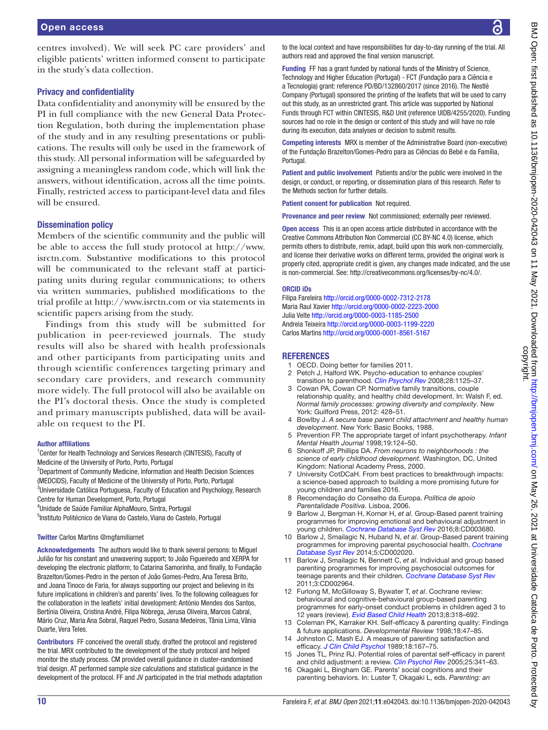centres involved). We will seek PC care providers' and eligible patients' written informed consent to participate in the study's data collection.

### Privacy and confidentiality

Data confidentiality and anonymity will be ensured by the PI in full compliance with the new General Data Protection Regulation, both during the implementation phase of the study and in any resulting presentations or publications. The results will only be used in the framework of this study. All personal information will be safeguarded by assigning a meaningless random code, which will link the answers, without identification, across all the time points. Finally, restricted access to participant-level data and files will be ensured.

### Dissemination policy

Members of the scientific community and the public will be able to access the full study protocol at http://www.isrctn.com. Substantive modifications to this protocol will be communicated to the relevant staff at participating units during regular communications; to others via written summaries, published modifications to the trial profile at http://www.isrctn.com or via statements in scientific papers arising from the study.

Findings from this study will be submitted for publication in peer-reviewed journals. The study results will also be shared with health professionals and other participants from participating units and through scientific conferences targeting primary and secondary care providers, and research community more widely. The full protocol will also be available on the PI's doctoral thesis. Once the study is completed and primary manuscripts published, data will be available on request to the PI.

#### Author affiliations

[1]Center for Health Technology and Services Research (CINTESIS), Faculty of Medicine of the University of Porto, Porto, Portugal
[2]Department of Community Medicine, Information and Health Decision Sciences (MEDCIDS), Faculty of Medicine of the University of Porto, Porto, Portugal
[3]Universidade Católica Portuguesa, Faculty of Education and Psychology, Research Centre for Human Development, Porto, Portugal
[4]Unidade de Saúde Familiar AlphaMouro, Sintra, Portugal
[5]Instituto Politécnico de Viana do Castelo, Viana do Castelo, Portugal

**Twitter** Carlos Martins @mgfamiliarnet

**Acknowledgements** The authors would like to thank several persons: to Miguel Julião for his constant and unwavering support; to João Figueiredo and XERPA for developing the electronic platform; to Catarina Samorinha, and finally, to Fundação Brazelton/Gomes-Pedro in the person of João Gomes-Pedro, Ana Teresa Brito, and Joana Tinoco de Faria, for always supporting our project and believing in its future implications in children's and parents' lives. To the following colleagues for the collaboration in the leaflets' initial development: António Mendes dos Santos, Bertínia Oliveira, Cristina André, Filipa Nóbrega, Jerusa Oliveira, Marcos Cabral, Mário Cruz, Maria Ana Sobral, Raquel Pedro, Susana Medeiros, Tânia Lima, Vânia Duarte, Vera Teles.

**Contributors** FF conceived the overall study, drafted the protocol and registered the trial. MRX contributed to the development of the study protocol and helped monitor the study process. CM provided overall guidance in cluster-randomised trial design. AT performed sample size calculations and statistical guidance in the development of the protocol. FF and JV participated in the trial methods adaptation to the local context and have responsibilities for day-to-day running of the trial. All authors read and approved the final version manuscript.

**Funding** FF has a grant funded by national funds of the Ministry of Science, Technology and Higher Education (Portugal) - FCT (Fundação para a Ciência e a Tecnologia) grant: reference PD/BD/132860/2017 (since 2016). The Nestlé Company (Portugal) sponsored the printing of the leaflets that will be used to carry out this study, as an unrestricted grant. This article was supported by National Funds through FCT within CINTESIS, R&D Unit (reference UIDB/4255/2020). Funding sources had no role in the design or content of this study and will have no role during its execution, data analyses or decision to submit results.

**Competing interests** MRX is member of the Administrative Board (non-executive) of the Fundação Brazelton/Gomes-Pedro para as Ciências do Bebé e da Família, Portugal.

**Patient and public involvement** Patients and/or the public were involved in the design, or conduct, or reporting, or dissemination plans of this research. Refer to the Methods section for further details.

**Patient consent for publication** Not required.

**Provenance and peer review** Not commissioned; externally peer reviewed.

**Open access** This is an open access article distributed in accordance with the Creative Commons Attribution Non Commercial (CC BY-NC 4.0) license, which permits others to distribute, remix, adapt, build upon this work non-commercially, and license their derivative works on different terms, provided the original work is properly cited, appropriate credit is given, any changes made indicated, and the use is non-commercial. See: http://creativecommons.org/licenses/by-nc/4.0/.

#### ORCID iDs

Filipa Fareleira http://orcid.org/0000-0002-7312-2178
Maria Raul Xavier http://orcid.org/0000-0002-2223-2000
Julia Velte http://orcid.org/0000-0003-1185-2500
Andreia Teixeira http://orcid.org/0000-0003-1199-2220
Carlos Martins http://orcid.org/0000-0001-8561-5167

## REFERENCES

1. OECD. Doing better for families 2011.
2. Petch J, Halford WK. Psycho-education to enhance couples' transition to parenthood. *Clin Psychol Rev* 2008;28:1125–37.
3. Cowan PA, Cowan CP. Normative family transitions, couple relationship quality, and healthy child development. In: Walsh F, ed. *Normal family processes: growing diversity and complexity*. New York: Guilford Press, 2012: 428–51.
4. Bowlby J. *A secure base parent child attachment and healthy human development*. New York: Basic Books, 1988.
5. Prevention FP. The appropriate target of infant psychotherapy. *Infant Mental Health Journal* 1998;19:124–50.
6. Shonkoff JP, Phillips DA. *From neurons to neighborhoods : the science of early childhood development*. Washington, DC, United Kingdom: National Academy Press, 2000.
7. University CotDCaH. From best practices to breakthrough impacts: a science-based approach to building a more promising future for young children and families 2016.
8. Recomendação do Conselho da Europa. *Política de apoio Parentalidade Positiva*. Lisboa, 2006.
9. Barlow J, Bergman H, Kornør H, *et al*. Group-Based parent training programmes for improving emotional and behavioural adjustment in young children. *Cochrane Database Syst Rev* 2016;8:CD003680.
10. Barlow J, Smailagic N, Huband N, *et al*. Group-Based parent training programmes for improving parental psychosocial health. *Cochrane Database Syst Rev* 2014;5:CD002020.
11. Barlow J, Smailagic N, Bennett C, *et al*. Individual and group based parenting programmes for improving psychosocial outcomes for teenage parents and their children. *Cochrane Database Syst Rev* 2011;3:CD002964.
12. Furlong M, McGilloway S, Bywater T, *et al*. Cochrane review: behavioural and cognitive-behavioural group-based parenting programmes for early-onset conduct problems in children aged 3 to 12 years (review). *Evid Based Child Health* 2013;8:318–692.
13. Coleman PK, Karraker KH. Self-efficacy & parenting quality: Findings & future applications. *Developmental Review* 1998;18:47–85.
14. Johnston C, Mash EJ. A measure of parenting satisfaction and efficacy. *J Clin Child Psychol* 1989;18:167–75.
15. Jones TL, Prinz RJ. Potential roles of parental self-efficacy in parent and child adjustment: a review. *Clin Psychol Rev* 2005;25:341–63.
16. Okagaki L, Bingham GE. Parents' social cognitions and their parenting behaviors. In: Luster T, Okagaki L, eds. *Parenting: an*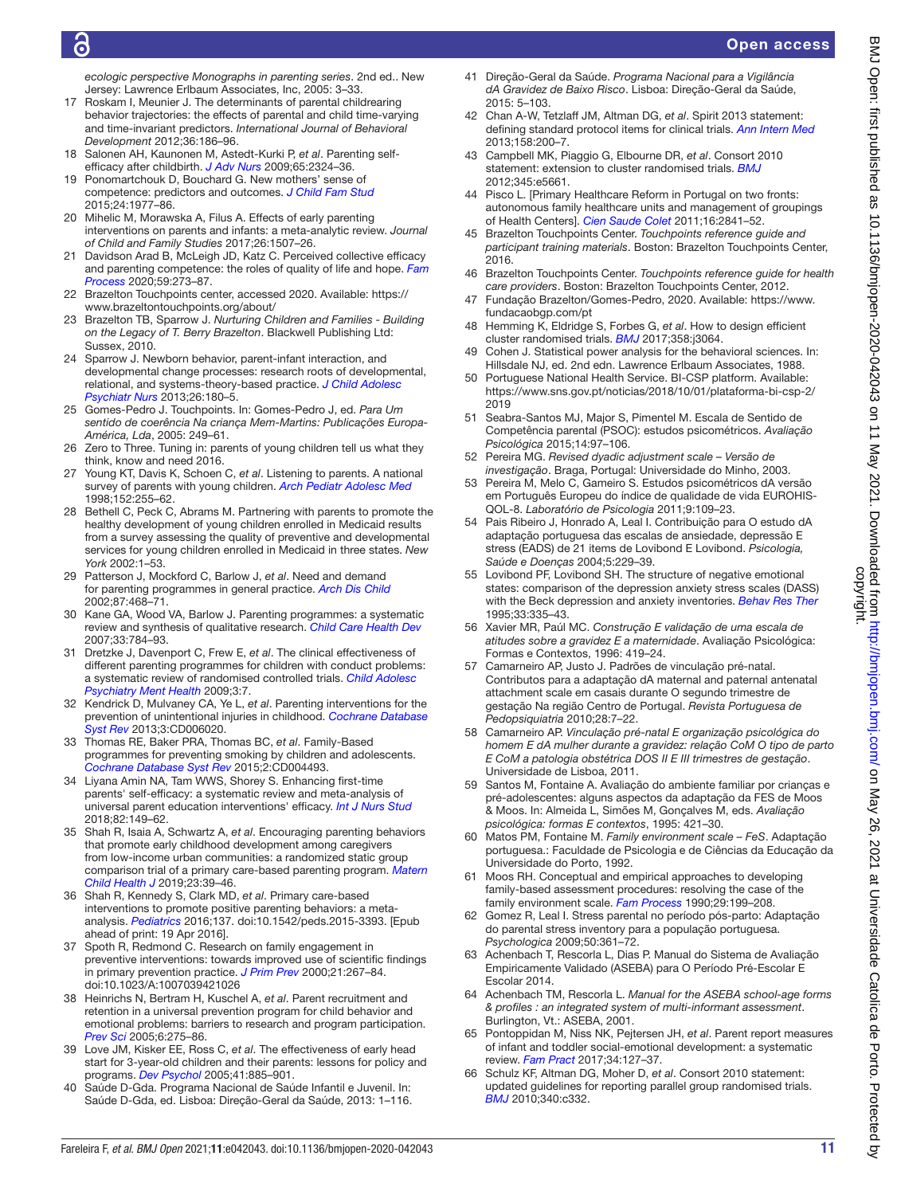ecologic perspective Monographs in parenting series*. 2nd ed.. New Jersey: Lawrence Erlbaum Associates, Inc, 2005: 3–33.

17. Roskam I, Meunier J. The determinants of parental childrearing behavior trajectories: the effects of parental and child time-varying and time-invariant predictors. *International Journal of Behavioral Development* 2012;36:186–96.
18. Salonen AH, Kaunonen M, Astedt-Kurki P, *et al*. Parenting self-efficacy after childbirth. *J Adv Nurs* 2009;65:2324–36.
19. Ponomartchouk D, Bouchard G. New mothers' sense of competence: predictors and outcomes. *J Child Fam Stud* 2015;24:1977–86.
20. Mihelic M, Morawska A, Filus A. Effects of early parenting interventions on parents and infants: a meta-analytic review. *Journal of Child and Family Studies* 2017;26:1507–26.
21. Davidson Arad B, McLeigh JD, Katz C. Perceived collective efficacy and parenting competence: the roles of quality of life and hope. *Fam Process* 2020;59:273–87.
22. Brazelton Touchpoints center, accessed 2020. Available: https://www.brazeltontouchpoints.org/about/
23. Brazelton TB, Sparrow J. *Nurturing Children and Families - Building on the Legacy of T. Berry Brazelton*. Blackwell Publishing Ltd: Sussex, 2010.
24. Sparrow J. Newborn behavior, parent-infant interaction, and developmental change processes: research roots of developmental, relational, and systems-theory-based practice. *J Child Adolesc Psychiatr Nurs* 2013;26:180–5.
25. Gomes-Pedro J. Touchpoints. In: Gomes-Pedro J, ed. *Para Um sentido de coerência Na criança Mem-Martins: Publicações Europa-América, Lda*, 2005: 249–61.
26. Zero to Three. Tuning in: parents of young children tell us what they think, know and need 2016.
27. Young KT, Davis K, Schoen C, *et al*. Listening to parents. A national survey of parents with young children. *Arch Pediatr Adolesc Med* 1998;152:255–62.
28. Bethell C, Peck C, Abrams M. Partnering with parents to promote the healthy development of young children enrolled in Medicaid results from a survey assessing the quality of preventive and developmental services for young children enrolled in Medicaid in three states. *New York* 2002:1–53.
29. Patterson J, Mockford C, Barlow J, *et al*. Need and demand for parenting programmes in general practice. *Arch Dis Child* 2002;87:468–71.
30. Kane GA, Wood VA, Barlow J. Parenting programmes: a systematic review and synthesis of qualitative research. *Child Care Health Dev* 2007;33:784–93.
31. Dretzke J, Davenport C, Frew E, *et al*. The clinical effectiveness of different parenting programmes for children with conduct problems: a systematic review of randomised controlled trials. *Child Adolesc Psychiatry Ment Health* 2009;3:7.
32. Kendrick D, Mulvaney CA, Ye L, *et al*. Parenting interventions for the prevention of unintentional injuries in childhood. *Cochrane Database Syst Rev* 2013;3:CD006020.
33. Thomas RE, Baker PRA, Thomas BC, *et al*. Family-Based programmes for preventing smoking by children and adolescents. *Cochrane Database Syst Rev* 2015;2:CD004493.
34. Liyana Amin NA, Tam WWS, Shorey S. Enhancing first-time parents' self-efficacy: a systematic review and meta-analysis of universal parent education interventions' efficacy. *Int J Nurs Stud* 2018;82:149–62.
35. Shah R, Isaia A, Schwartz A, *et al*. Encouraging parenting behaviors that promote early childhood development among caregivers from low-income urban communities: a randomized static group comparison trial of a primary care-based parenting program. *Matern Child Health J* 2019;23:39–46.
36. Shah R, Kennedy S, Clark MD, *et al*. Primary care-based interventions to promote positive parenting behaviors: a meta-analysis. *Pediatrics* 2016;137. doi:10.1542/peds.2015-3393. [Epub ahead of print: 19 Apr 2016].
37. Spoth R, Redmond C. Research on family engagement in preventive interventions: towards improved use of scientific findings in primary prevention practice. *J Prim Prev* 2000;21:267–84. doi:10.1023/A:1007039421026
38. Heinrichs N, Bertram H, Kuschel A, *et al*. Parent recruitment and retention in a universal prevention program for child behavior and emotional problems: barriers to research and program participation. *Prev Sci* 2005;6:275–86.
39. Love JM, Kisker EE, Ross C, *et al*. The effectiveness of early head start for 3-year-old children and their parents: lessons for policy and programs. *Dev Psychol* 2005;41:885–901.
40. Saúde D-Gda. Programa Nacional de Saúde Infantil e Juvenil. In: Saúde D-Gda, ed. Lisboa: Direção-Geral da Saúde, 2013: 1–116.
41. Direção-Geral da Saúde. *Programa Nacional para a Vigilância dA Gravidez de Baixo Risco*. Lisboa: Direção-Geral da Saúde, 2015: 5–103.
42. Chan A-W, Tetzlaff JM, Altman DG, *et al*. Spirit 2013 statement: defining standard protocol items for clinical trials. *Ann Intern Med* 2013;158:200–7.
43. Campbell MK, Piaggio G, Elbourne DR, *et al*. Consort 2010 statement: extension to cluster randomised trials. *BMJ* 2012;345:e5661.
44. Pisco L. [Primary Healthcare Reform in Portugal on two fronts: autonomous family healthcare units and management of groupings of Health Centers]. *Cien Saude Colet* 2011;16:2841–52.
45. Brazelton Touchpoints Center. *Touchpoints reference guide and participant training materials*. Boston: Brazelton Touchpoints Center, 2016.
46. Brazelton Touchpoints Center. *Touchpoints reference guide for health care providers*. Boston: Brazelton Touchpoints Center, 2012.
47. Fundação Brazelton/Gomes-Pedro, 2020. Available: https://www.fundacaobgp.com/pt
48. Hemming K, Eldridge S, Forbes G, *et al*. How to design efficient cluster randomised trials. *BMJ* 2017;358:j3064.
49. Cohen J. Statistical power analysis for the behavioral sciences. In: Hillsdale NJ, ed. 2nd edn. Lawrence Erlbaum Associates, 1988.
50. Portuguese National Health Service. BI-CSP platform. Available: https://www.sns.gov.pt/noticias/2018/10/01/plataforma-bi-csp-2/ 2019
51. Seabra-Santos MJ, Major S, Pimentel M. Escala de Sentido de Competência parental (PSOC): estudos psicométricos. *Avaliação Psicológica* 2015;14:97–106.
52. Pereira MG. *Revised dyadic adjustment scale – Versão de investigação*. Braga, Portugal: Universidade do Minho, 2003.
53. Pereira M, Melo C, Gameiro S. Estudos psicométricos dA versão em Português Europeu do índice de qualidade de vida EUROHIS-QOL-8. *Laboratório de Psicologia* 2011;9:109–23.
54. Pais Ribeiro J, Honrado A, Leal I. Contribuição para O estudo dA adaptação portuguesa das escalas de ansiedade, depressão E stress (EADS) de 21 items de Lovibond E Lovibond. *Psicologia, Saúde e Doenças* 2004;5:229–39.
55. Lovibond PF, Lovibond SH. The structure of negative emotional states: comparison of the depression anxiety stress scales (DASS) with the Beck depression and anxiety inventories. *Behav Res Ther* 1995;33:335–43.
56. Xavier MR, Paúl MC. *Construção E validação de uma escala de atitudes sobre a gravidez E a maternidade*. Avaliação Psicológica: Formas e Contextos, 1996: 419–24.
57. Camarneiro AP, Justo J. Padrões de vinculação pré-natal. Contributos para a adaptação dA maternal and paternal antenatal attachment scale em casais durante O segundo trimestre de gestação Na região Centro de Portugal. *Revista Portuguesa de Pedopsiquiatria* 2010;28:7–22.
58. Camarneiro AP. *Vinculação pré-natal E organização psicológica do homem E dA mulher durante a gravidez: relação CoM O tipo de parto E CoM a patologia obstétrica DOS II E III trimestres de gestação*. Universidade de Lisboa, 2011.
59. Santos M, Fontaine A. Avaliação do ambiente familiar por crianças e pré-adolescentes: alguns aspectos da adaptação da FES de Moos & Moos. In: Almeida L, Simões M, Gonçalves M, eds. *Avaliação psicológica: formas E contextos*, 1995: 421–30.
60. Matos PM, Fontaine M. *Family environment scale – FeS*. Adaptação portuguesa.: Faculdade de Psicologia e de Ciências da Educação da Universidade do Porto, 1992.
61. Moos RH. Conceptual and empirical approaches to developing family-based assessment procedures: resolving the case of the family environment scale. *Fam Process* 1990;29:199–208.
62. Gomez R, Leal I. Stress parental no período pós-parto: Adaptação do parental stress inventory para a população portuguesa. *Psychologica* 2009;50:361–72.
63. Achenbach T, Rescorla L, Dias P. Manual do Sistema de Avaliação Empiricamente Validado (ASEBA) para O Período Pré-Escolar E Escolar 2014.
64. Achenbach TM, Rescorla L. *Manual for the ASEBA school-age forms & profiles : an integrated system of multi-informant assessment*. Burlington, Vt.: ASEBA, 2001.
65. Pontoppidan M, Niss NK, Pejtersen JH, *et al*. Parent report measures of infant and toddler social-emotional development: a systematic review. *Fam Pract* 2017;34:127–37.
66. Schulz KF, Altman DG, Moher D, *et al*. Consort 2010 statement: updated guidelines for reporting parallel group randomised trials. *BMJ* 2010;340:c332.